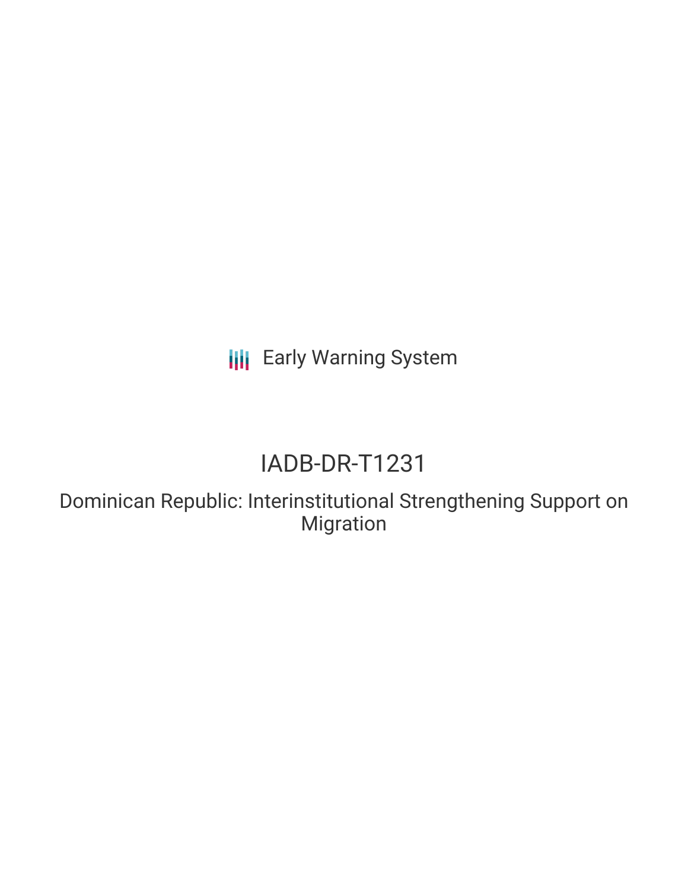Early Warning System

# IADB-DR-T1231

## Dominican Republic: Interinstitutional Strengthening Support on Migration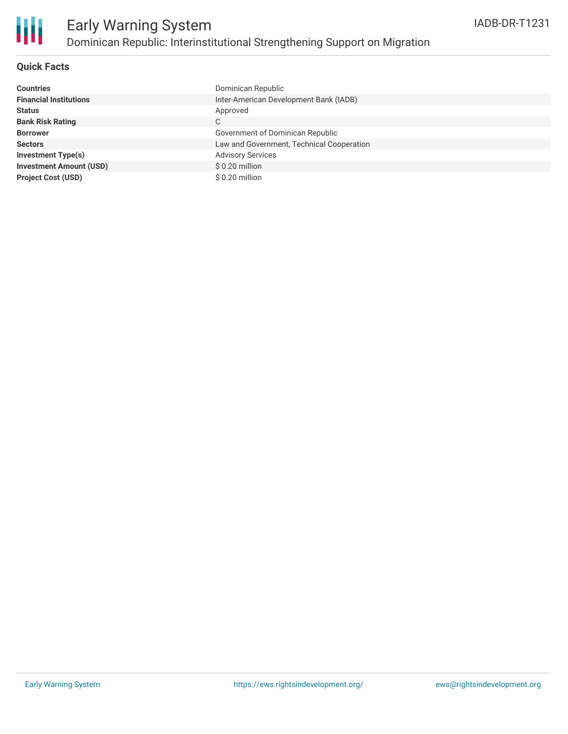# Early Warning System

## Dominican Republic: Interinstitutional Strengthening Support on Migration

IADB-DR-T1231

### Quick Facts

| | |
|---|---|
| **Countries** | Dominican Republic |
| **Financial Institutions** | Inter-American Development Bank (IADB) |
| **Status** | Approved |
| **Bank Risk Rating** | C |
| **Borrower** | Government of Dominican Republic |
| **Sectors** | Law and Government, Technical Cooperation |
| **Investment Type(s)** | Advisory Services |
| **Investment Amount (USD)** | $ 0.20 million |
| **Project Cost (USD)** | $ 0.20 million |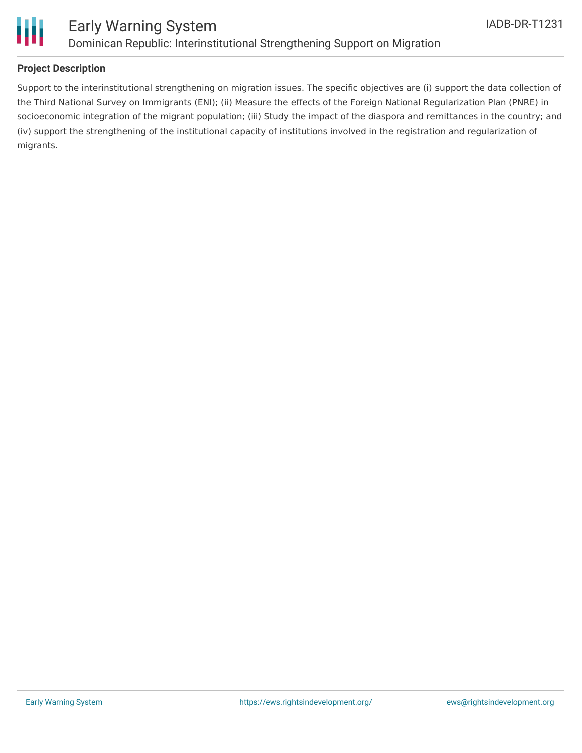## Project Description

Support to the interinstitutional strengthening on migration issues. The specific objectives are (i) support the data collection of the Third National Survey on Immigrants (ENI); (ii) Measure the effects of the Foreign National Regularization Plan (PNRE) in socioeconomic integration of the migrant population; (iii) Study the impact of the diaspora and remittances in the country; and (iv) support the strengthening of the institutional capacity of institutions involved in the registration and regularization of migrants.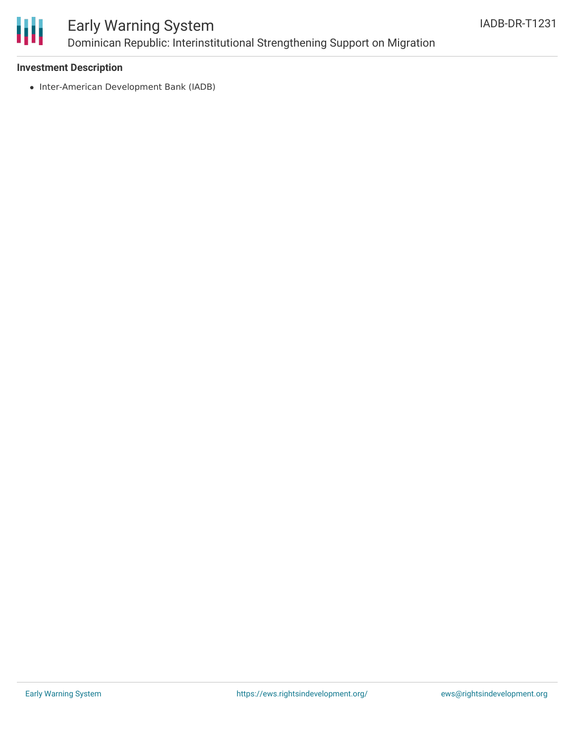### Investment Description

- Inter-American Development Bank (IADB)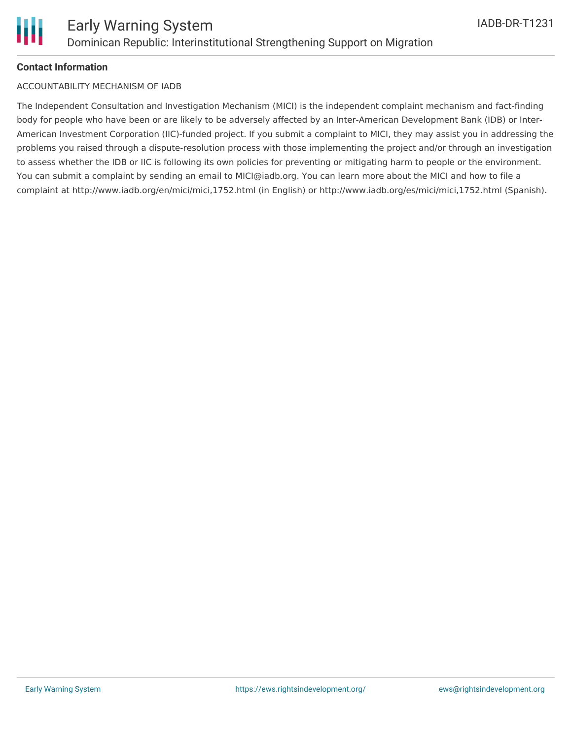**Contact Information**

ACCOUNTABILITY MECHANISM OF IADB

The Independent Consultation and Investigation Mechanism (MICI) is the independent complaint mechanism and fact-finding body for people who have been or are likely to be adversely affected by an Inter-American Development Bank (IDB) or Inter-American Investment Corporation (IIC)-funded project. If you submit a complaint to MICI, they may assist you in addressing the problems you raised through a dispute-resolution process with those implementing the project and/or through an investigation to assess whether the IDB or IIC is following its own policies for preventing or mitigating harm to people or the environment. You can submit a complaint by sending an email to MICI@iadb.org. You can learn more about the MICI and how to file a complaint at http://www.iadb.org/en/mici/mici,1752.html (in English) or http://www.iadb.org/es/mici/mici,1752.html (Spanish).